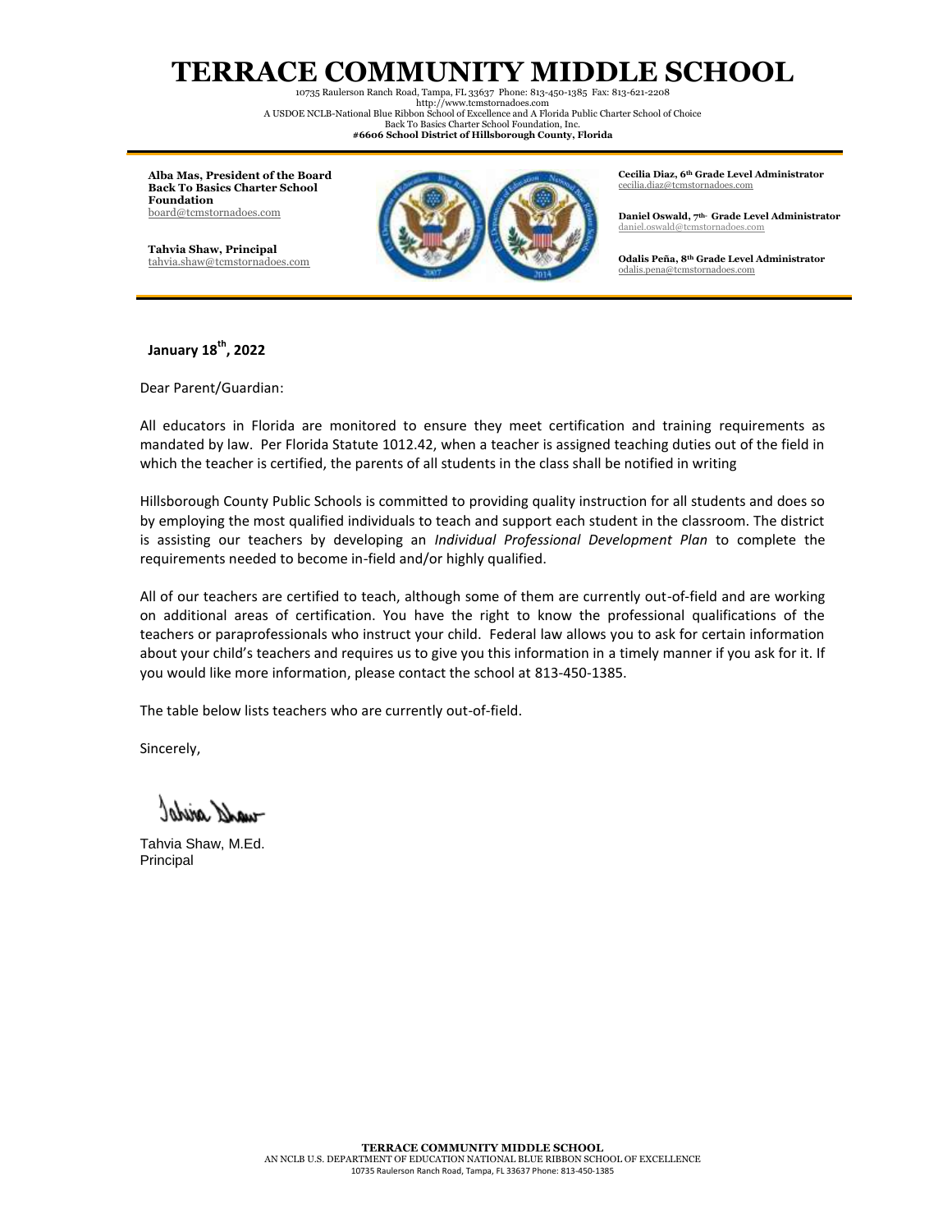# TERRACE COMMUNITY MIDDLE SCHOOL

10735 Raulerson Ranch Road, Tampa, FL 33637 Phone: 813-450-1385 Fax: 813-621-2208
http://www.tcmstornadoes.com
A USDOE NCLB-National Blue Ribbon School of Excellence and A Florida Public Charter School of Choice
Back To Basics Charter School Foundation, Inc.
**#6606 School District of Hillsborough County, Florida**

**Alba Mas, President of the Board**
**Back To Basics Charter School Foundation**
board@tcmstornadoes.com

**Tahvia Shaw, Principal**
tahvia.shaw@tcmstornadoes.com

**Cecilia Diaz, 6th Grade Level Administrator**
cecilia.diaz@tcmstornadoes.com

**Daniel Oswald, 7th Grade Level Administrator**
daniel.oswald@tcmstornadoes.com

**Odalis Peña, 8th Grade Level Administrator**
odalis.pena@tcmstornadoes.com

**January 18th, 2022**

Dear Parent/Guardian:

All educators in Florida are monitored to ensure they meet certification and training requirements as mandated by law. Per Florida Statute 1012.42, when a teacher is assigned teaching duties out of the field in which the teacher is certified, the parents of all students in the class shall be notified in writing

Hillsborough County Public Schools is committed to providing quality instruction for all students and does so by employing the most qualified individuals to teach and support each student in the classroom. The district is assisting our teachers by developing an *Individual Professional Development Plan* to complete the requirements needed to become in-field and/or highly qualified.

All of our teachers are certified to teach, although some of them are currently out-of-field and are working on additional areas of certification. You have the right to know the professional qualifications of the teachers or paraprofessionals who instruct your child. Federal law allows you to ask for certain information about your child's teachers and requires us to give you this information in a timely manner if you ask for it. If you would like more information, please contact the school at 813-450-1385.

The table below lists teachers who are currently out-of-field.

Sincerely,

Tahvia Shaw, M.Ed.
Principal

**TERRACE COMMUNITY MIDDLE SCHOOL**
AN NCLB U.S. DEPARTMENT OF EDUCATION NATIONAL BLUE RIBBON SCHOOL OF EXCELLENCE
10735 Raulerson Ranch Road, Tampa, FL 33637 Phone: 813-450-1385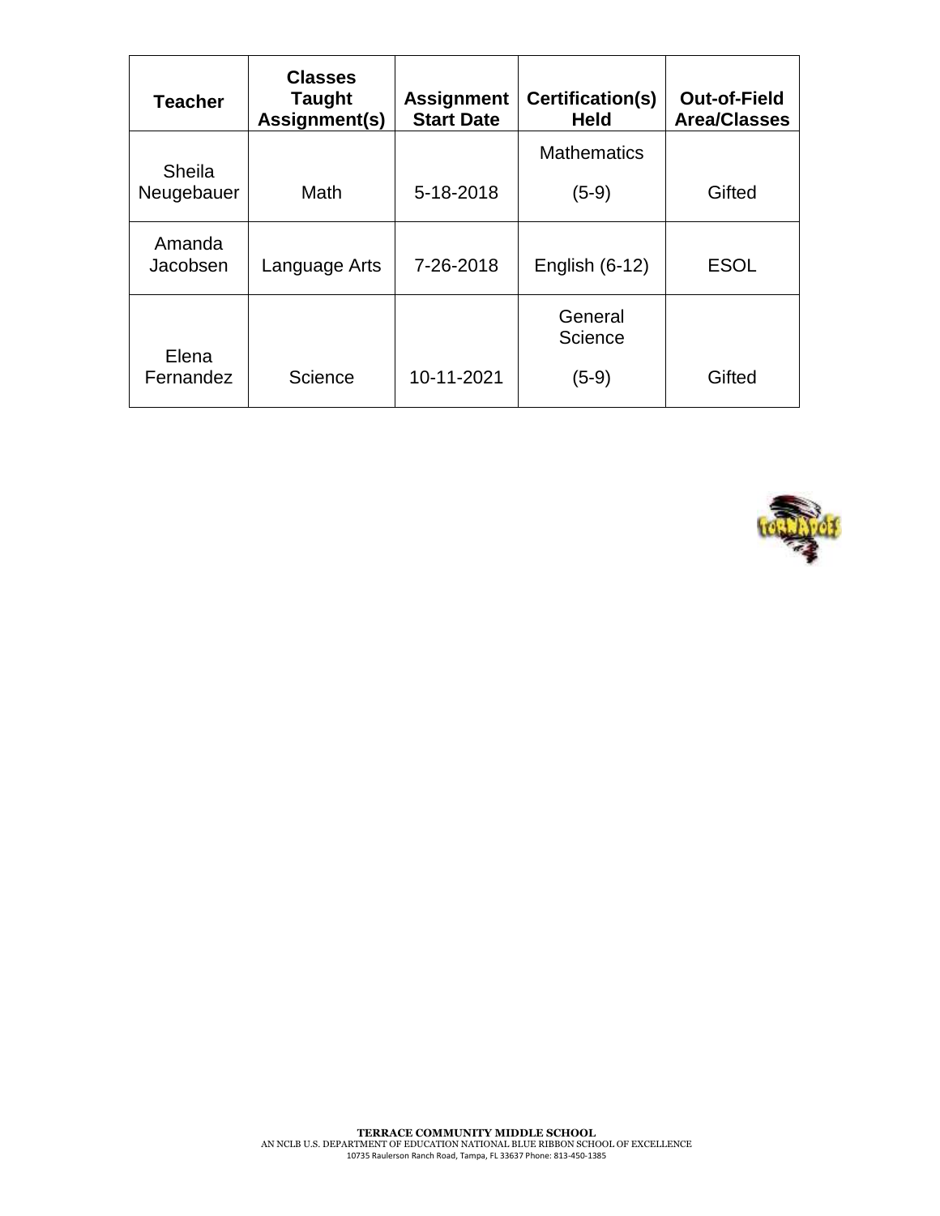| Teacher | Classes Taught Assignment(s) | Assignment Start Date | Certification(s) Held | Out-of-Field Area/Classes |
|---|---|---|---|---|
| Sheila Neugebauer | Math | 5-18-2018 | Mathematics (5-9) | Gifted |
| Amanda Jacobsen | Language Arts | 7-26-2018 | English (6-12) | ESOL |
| Elena Fernandez | Science | 10-11-2021 | General Science (5-9) | Gifted |